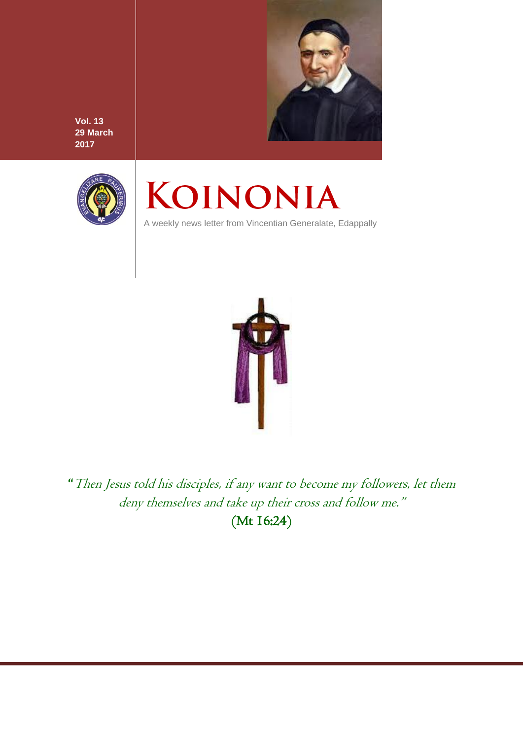Vol. 13
29 March
2017

# KOINONIA

A weekly news letter from Vincentian Generalate, Edappally

*"Then Jesus told his disciples, if any want to become my followers, let them deny themselves and take up their cross and follow me."*
(Mt 16:24)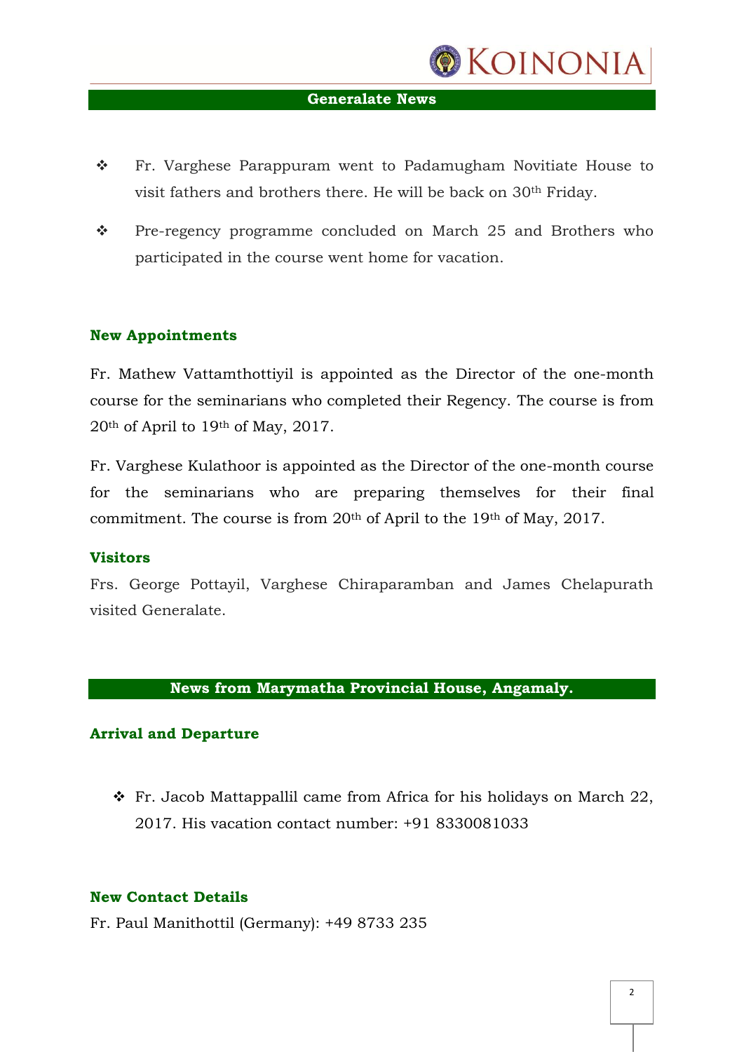## Generalate News

- Fr. Varghese Parappuram went to Padamugham Novitiate House to visit fathers and brothers there. He will be back on 30th Friday.
- Pre-regency programme concluded on March 25 and Brothers who participated in the course went home for vacation.

### New Appointments

Fr. Mathew Vattamthottiyil is appointed as the Director of the one-month course for the seminarians who completed their Regency. The course is from 20th of April to 19th of May, 2017.

Fr. Varghese Kulathoor is appointed as the Director of the one-month course for the seminarians who are preparing themselves for their final commitment. The course is from 20th of April to the 19th of May, 2017.

### Visitors

Frs. George Pottayil, Varghese Chiraparamban and James Chelapurath visited Generalate.

## News from Marymatha Provincial House, Angamaly.

### Arrival and Departure

- Fr. Jacob Mattappallil came from Africa for his holidays on March 22, 2017. His vacation contact number: +91 8330081033

### New Contact Details

Fr. Paul Manithottil (Germany): +49 8733 235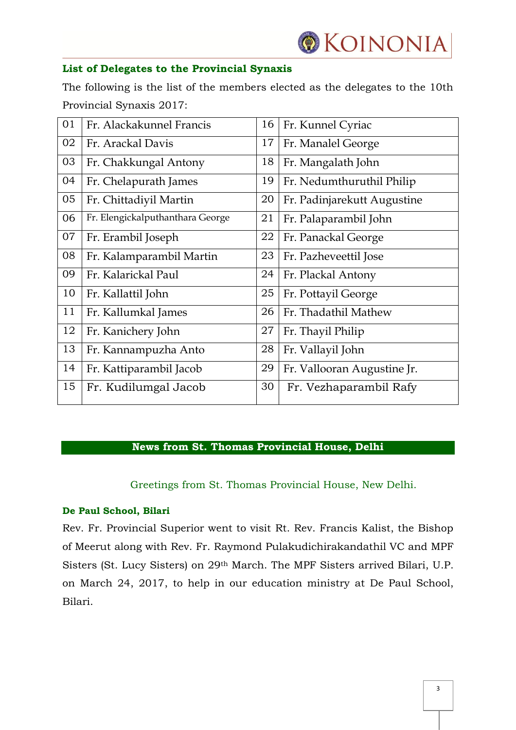### List of Delegates to the Provincial Synaxis

The following is the list of the members elected as the delegates to the 10th Provincial Synaxis 2017:

| | | | |
|---|---|---|---|
| 01 | Fr. Alackakunnel Francis | 16 | Fr. Kunnel Cyriac |
| 02 | Fr. Arackal Davis | 17 | Fr. Manalel George |
| 03 | Fr. Chakkungal Antony | 18 | Fr. Mangalath John |
| 04 | Fr. Chelapurath James | 19 | Fr. Nedumthuruthil Philip |
| 05 | Fr. Chittadiyil Martin | 20 | Fr. Padinjarekutt Augustine |
| 06 | Fr. Elengickalputhanthara George | 21 | Fr. Palaparambil John |
| 07 | Fr. Erambil Joseph | 22 | Fr. Panackal George |
| 08 | Fr. Kalamparambil Martin | 23 | Fr. Pazheveettil Jose |
| 09 | Fr. Kalarickal Paul | 24 | Fr. Plackal Antony |
| 10 | Fr. Kallattil John | 25 | Fr. Pottayil George |
| 11 | Fr. Kallumkal James | 26 | Fr. Thadathil Mathew |
| 12 | Fr. Kanichery John | 27 | Fr. Thayil Philip |
| 13 | Fr. Kannampuzha Anto | 28 | Fr. Vallayil John |
| 14 | Fr. Kattiparambil Jacob | 29 | Fr. Vallooran Augustine Jr. |
| 15 | Fr. Kudilumgal Jacob | 30 | Fr. Vezhaparambil Rafy |

## News from St. Thomas Provincial House, Delhi

Greetings from St. Thomas Provincial House, New Delhi.

### De Paul School, Bilari

Rev. Fr. Provincial Superior went to visit Rt. Rev. Francis Kalist, the Bishop of Meerut along with Rev. Fr. Raymond Pulakudichirakandathil VC and MPF Sisters (St. Lucy Sisters) on 29th March. The MPF Sisters arrived Bilari, U.P. on March 24, 2017, to help in our education ministry at De Paul School, Bilari.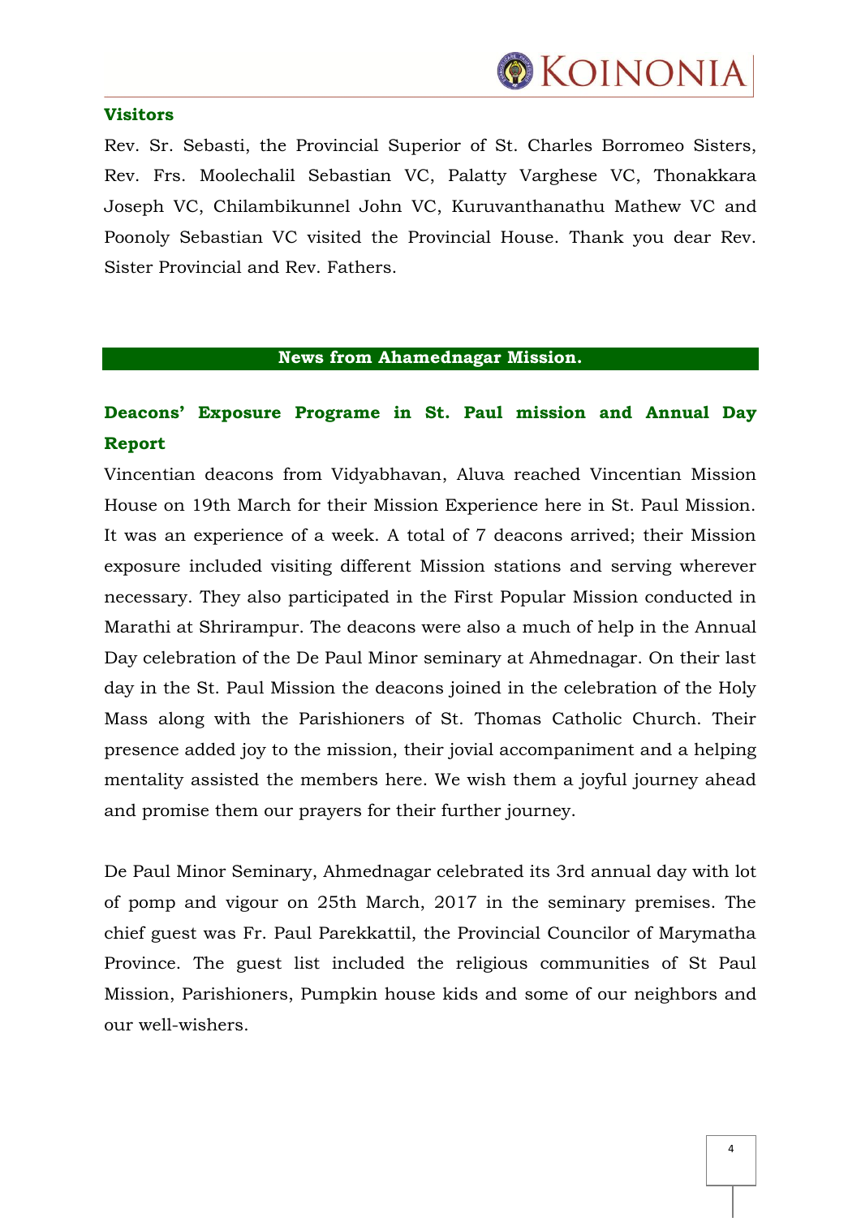## Visitors

Rev. Sr. Sebasti, the Provincial Superior of St. Charles Borromeo Sisters, Rev. Frs. Moolechalil Sebastian VC, Palatty Varghese VC, Thonakkara Joseph VC, Chilambikunnel John VC, Kuruvanthanathu Mathew VC and Poonoly Sebastian VC visited the Provincial House. Thank you dear Rev. Sister Provincial and Rev. Fathers.

## News from Ahamednagar Mission.

### Deacons' Exposure Programe in St. Paul mission and Annual Day Report

Vincentian deacons from Vidyabhavan, Aluva reached Vincentian Mission House on 19th March for their Mission Experience here in St. Paul Mission. It was an experience of a week. A total of 7 deacons arrived; their Mission exposure included visiting different Mission stations and serving wherever necessary. They also participated in the First Popular Mission conducted in Marathi at Shrirampur. The deacons were also a much of help in the Annual Day celebration of the De Paul Minor seminary at Ahmednagar. On their last day in the St. Paul Mission the deacons joined in the celebration of the Holy Mass along with the Parishioners of St. Thomas Catholic Church. Their presence added joy to the mission, their jovial accompaniment and a helping mentality assisted the members here. We wish them a joyful journey ahead and promise them our prayers for their further journey.

De Paul Minor Seminary, Ahmednagar celebrated its 3rd annual day with lot of pomp and vigour on 25th March, 2017 in the seminary premises. The chief guest was Fr. Paul Parekkattil, the Provincial Councilor of Marymatha Province. The guest list included the religious communities of St Paul Mission, Parishioners, Pumpkin house kids and some of our neighbors and our well-wishers.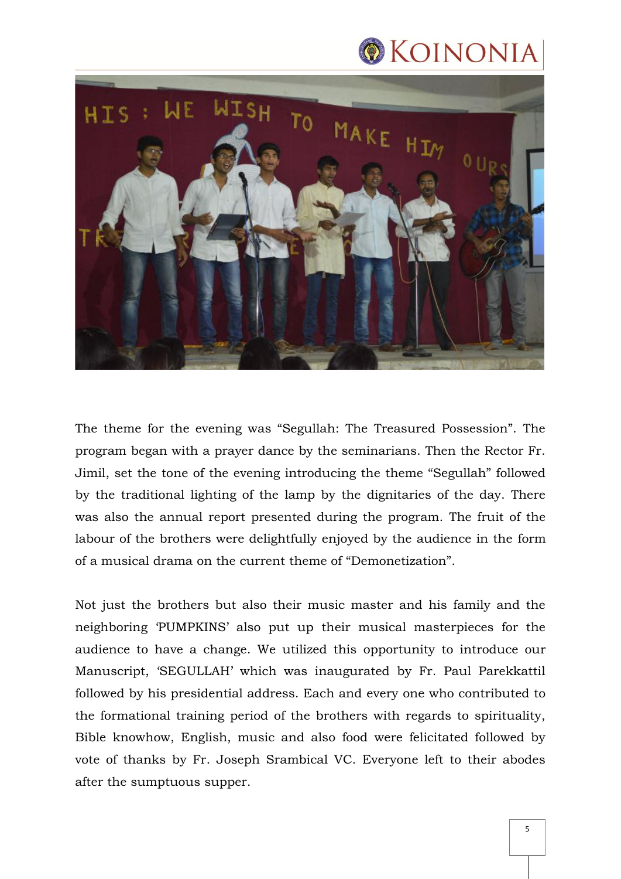The theme for the evening was “Segullah: The Treasured Possession”. The program began with a prayer dance by the seminarians. Then the Rector Fr. Jimil, set the tone of the evening introducing the theme “Segullah” followed by the traditional lighting of the lamp by the dignitaries of the day. There was also the annual report presented during the program. The fruit of the labour of the brothers were delightfully enjoyed by the audience in the form of a musical drama on the current theme of “Demonetization”.

Not just the brothers but also their music master and his family and the neighboring ‘PUMPKINS’ also put up their musical masterpieces for the audience to have a change. We utilized this opportunity to introduce our Manuscript, ‘SEGULLAH’ which was inaugurated by Fr. Paul Parekkattil followed by his presidential address. Each and every one who contributed to the formational training period of the brothers with regards to spirituality, Bible knowhow, English, music and also food were felicitated followed by vote of thanks by Fr. Joseph Srambical VC. Everyone left to their abodes after the sumptuous supper.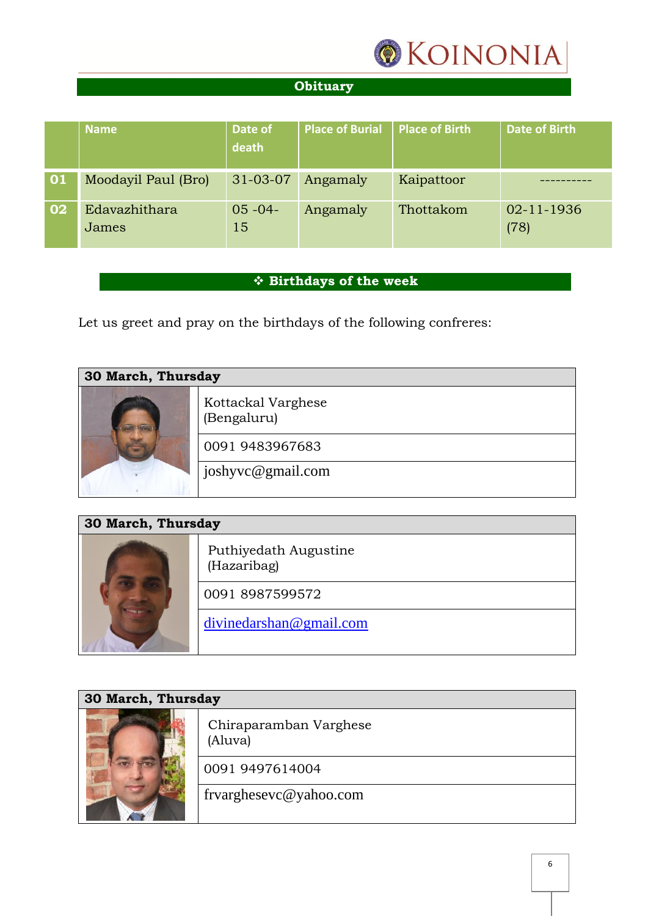## Obituary

| | Name | Date of death | Place of Burial | Place of Birth | Date of Birth |
|---|---|---|---|---|---|
| 01 | Moodayil Paul (Bro) | 31-03-07 | Angamaly | Kaipattoor | ---------- |
| 02 | Edavazhithara James | 05 -04-15 | Angamaly | Thottakom | 02-11-1936 (78) |

## ❖ Birthdays of the week

Let us greet and pray on the birthdays of the following confreres:

| 30 March, Thursday | |
|---|---|
| | Kottackal Varghese (Bengaluru) |
| | 0091 9483967683 |
| | joshyvc@gmail.com |

| 30 March, Thursday | |
|---|---|
| | Puthiyedath Augustine (Hazaribag) |
| | 0091 8987599572 |
| | divinedarshan@gmail.com |

| 30 March, Thursday | |
|---|---|
| | Chiraparamban Varghese (Aluva) |
| | 0091 9497614004 |
| | frvarghesevc@yahoo.com |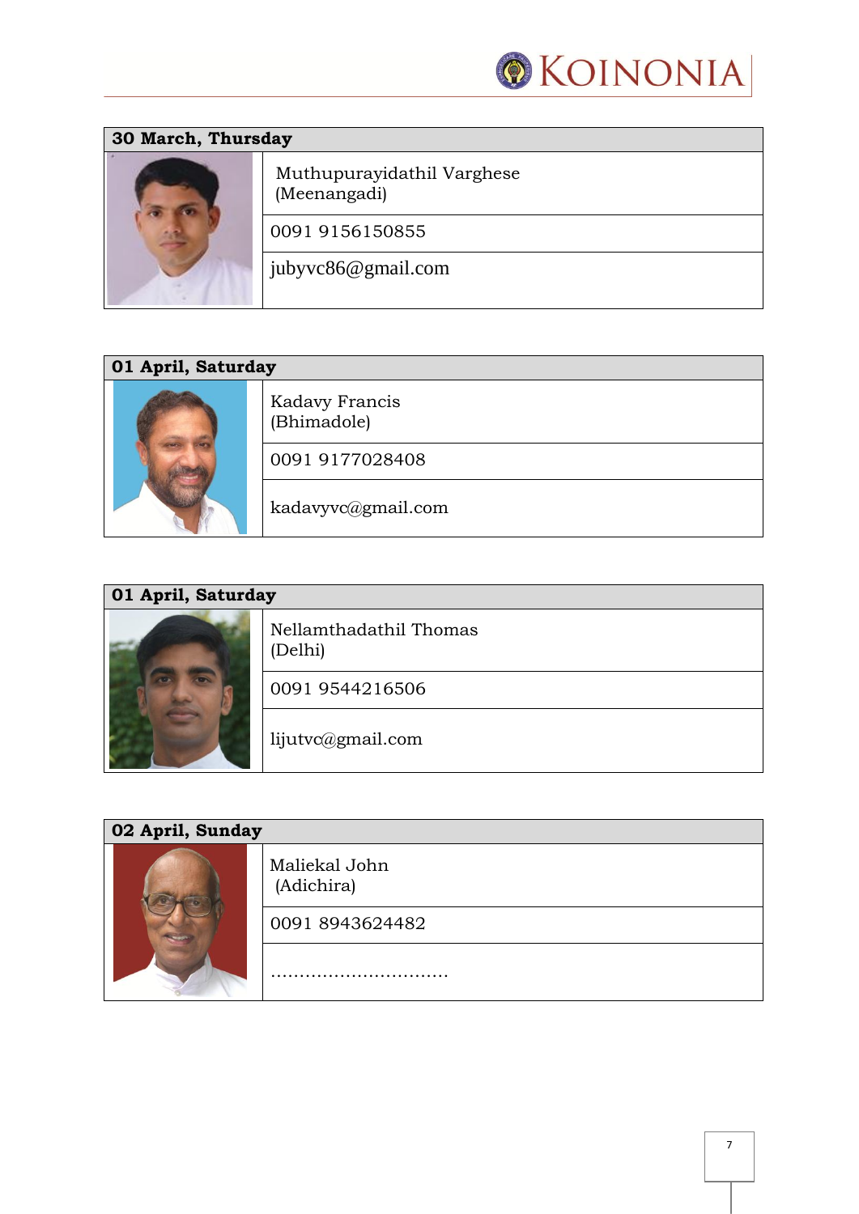| 30 March, Thursday | |
|---|---|
| | Muthupurayidathil Varghese (Meenangadi) |
| | 0091 9156150855 |
| | jubyvc86@gmail.com |

| 01 April, Saturday | |
|---|---|
| | Kadavy Francis (Bhimadole) |
| | 0091 9177028408 |
| | kadavyvc@gmail.com |

| 01 April, Saturday | |
|---|---|
| | Nellamthadathil Thomas (Delhi) |
| | 0091 9544216506 |
| | lijutvc@gmail.com |

| 02 April, Sunday | |
|---|---|
| | Maliekal John (Adichira) |
| | 0091 8943624482 |
| | ............................... |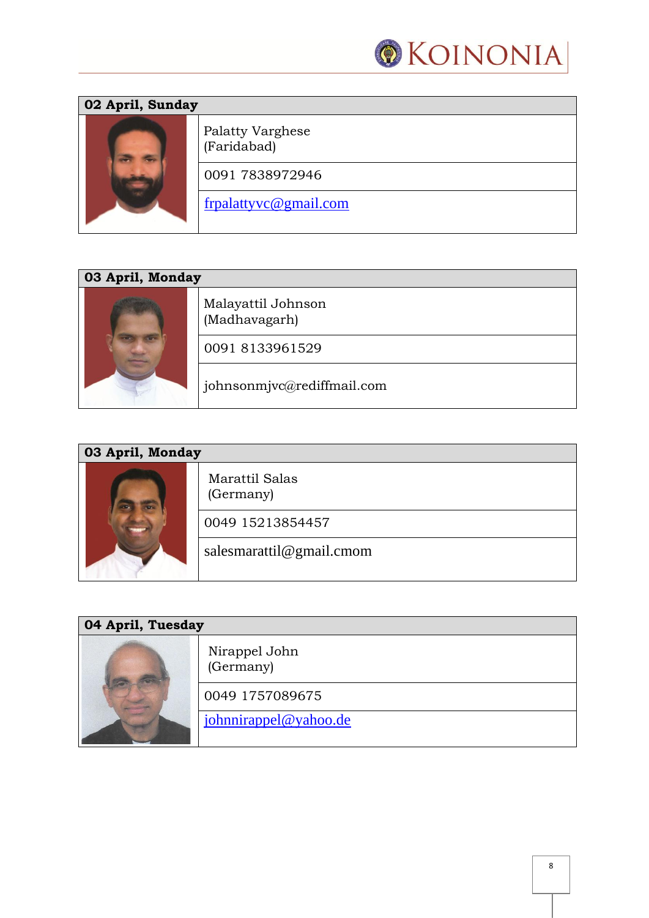| 02 April, Sunday | |
|---|---|
| | Palatty Varghese (Faridabad) |
| | 0091 7838972946 |
| | frpalattyvc@gmail.com |

| 03 April, Monday | |
|---|---|
| | Malayattil Johnson (Madhavagarh) |
| | 0091 8133961529 |
| | johnsonmjvc@rediffmail.com |

| 03 April, Monday | |
|---|---|
| | Marattil Salas (Germany) |
| | 0049 15213854457 |
| | salesmarattil@gmail.cmom |

| 04 April, Tuesday | |
|---|---|
| | Nirappel John (Germany) |
| | 0049 1757089675 |
| | johnnirappel@yahoo.de |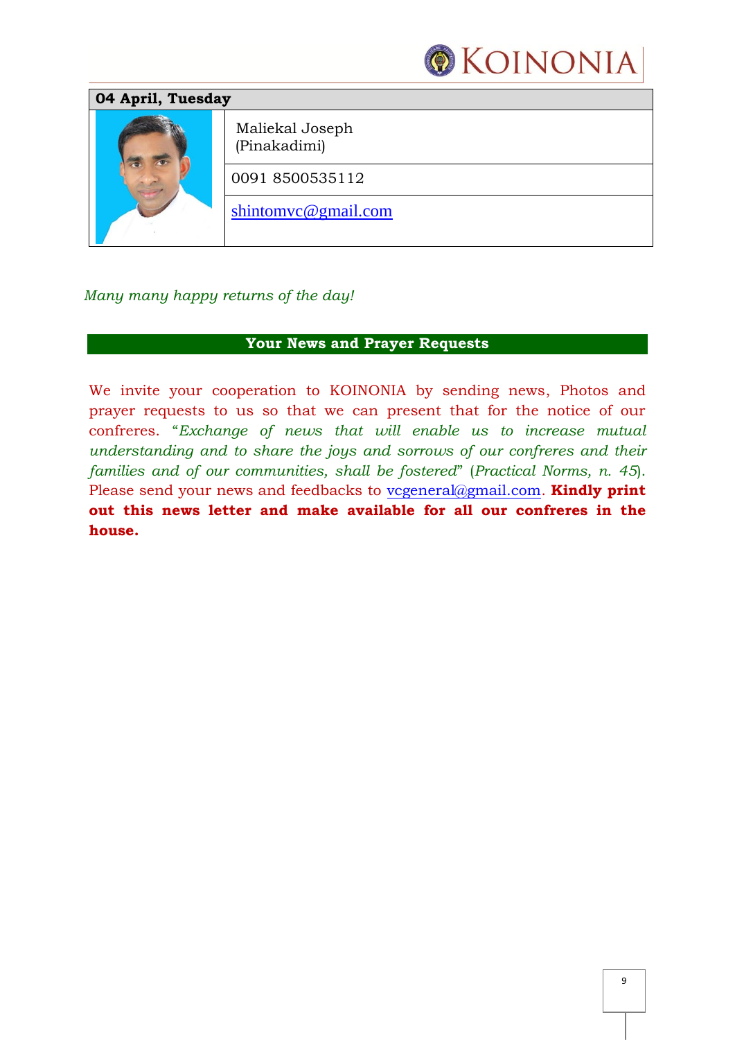| 04 April, Tuesday | |
|---|---|
| | Maliekal Joseph (Pinakadimi) |
| | 0091 8500535112 |
| | shintomvc@gmail.com |

*Many many happy returns of the day!*

## Your News and Prayer Requests

We invite your cooperation to KOINONIA by sending news, Photos and prayer requests to us so that we can present that for the notice of our confreres. "*Exchange of news that will enable us to increase mutual understanding and to share the joys and sorrows of our confreres and their families and of our communities, shall be fostered*" (*Practical Norms, n. 45*). Please send your news and feedbacks to vcgeneral@gmail.com. **Kindly print out this news letter and make available for all our confreres in the house.**